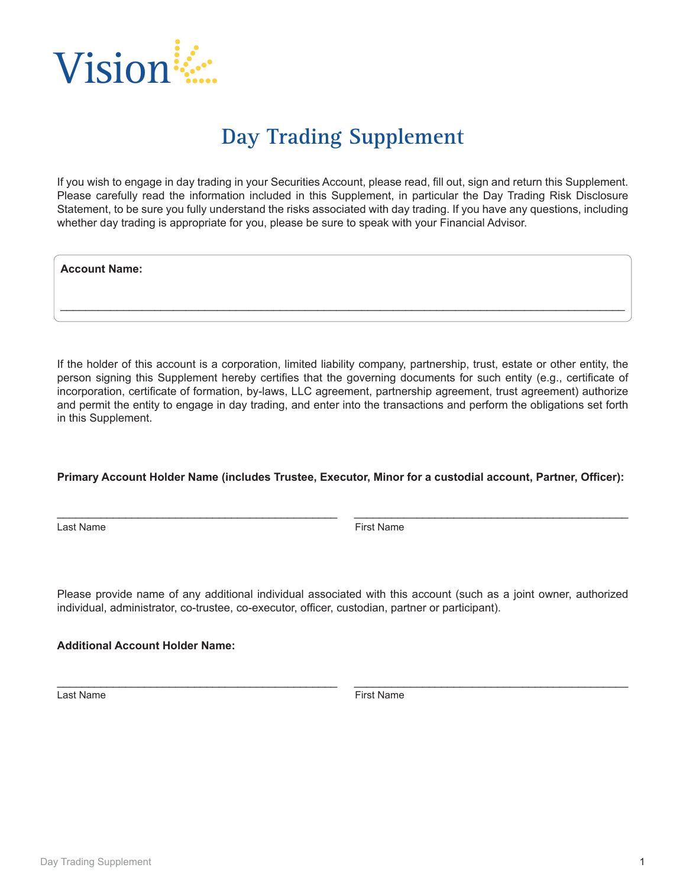Vision

# Day Trading Supplement

If you wish to engage in day trading in your Securities Account, please read, fill out, sign and return this Supplement. Please carefully read the information included in this Supplement, in particular the Day Trading Risk Disclosure Statement, to be sure you fully understand the risks associated with day trading. If you have any questions, including whether day trading is appropriate for you, please be sure to speak with your Financial Advisor.

**Account Name:**

_______________________________________________________________________________

If the holder of this account is a corporation, limited liability company, partnership, trust, estate or other entity, the person signing this Supplement hereby certifies that the governing documents for such entity (e.g., certificate of incorporation, certificate of formation, by-laws, LLC agreement, partnership agreement, trust agreement) authorize and permit the entity to engage in day trading, and enter into the transactions and perform the obligations set forth in this Supplement.

**Primary Account Holder Name (includes Trustee, Executor, Minor for a custodial account, Partner, Officer):**

_______________________________________ _______________________________________
Last Name First Name

Please provide name of any additional individual associated with this account (such as a joint owner, authorized individual, administrator, co-trustee, co-executor, officer, custodian, partner or participant).

**Additional Account Holder Name:**

_______________________________________ _______________________________________
Last Name First Name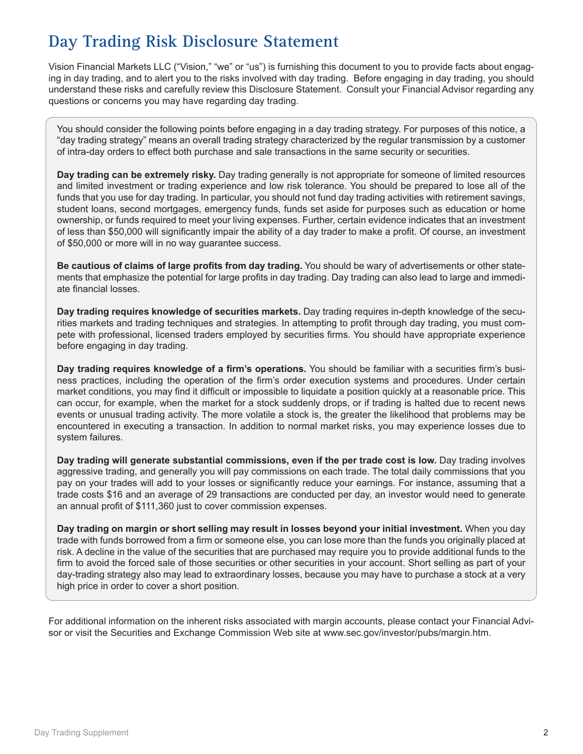# Day Trading Risk Disclosure Statement

Vision Financial Markets LLC ("Vision," "we" or "us") is furnishing this document to you to provide facts about engaging in day trading, and to alert you to the risks involved with day trading. Before engaging in day trading, you should understand these risks and carefully review this Disclosure Statement. Consult your Financial Advisor regarding any questions or concerns you may have regarding day trading.

You should consider the following points before engaging in a day trading strategy. For purposes of this notice, a "day trading strategy" means an overall trading strategy characterized by the regular transmission by a customer of intra-day orders to effect both purchase and sale transactions in the same security or securities.

**Day trading can be extremely risky.** Day trading generally is not appropriate for someone of limited resources and limited investment or trading experience and low risk tolerance. You should be prepared to lose all of the funds that you use for day trading. In particular, you should not fund day trading activities with retirement savings, student loans, second mortgages, emergency funds, funds set aside for purposes such as education or home ownership, or funds required to meet your living expenses. Further, certain evidence indicates that an investment of less than $50,000 will significantly impair the ability of a day trader to make a profit. Of course, an investment of $50,000 or more will in no way guarantee success.

**Be cautious of claims of large profits from day trading.** You should be wary of advertisements or other statements that emphasize the potential for large profits in day trading. Day trading can also lead to large and immediate financial losses.

**Day trading requires knowledge of securities markets.** Day trading requires in-depth knowledge of the securities markets and trading techniques and strategies. In attempting to profit through day trading, you must compete with professional, licensed traders employed by securities firms. You should have appropriate experience before engaging in day trading.

**Day trading requires knowledge of a firm's operations.** You should be familiar with a securities firm's business practices, including the operation of the firm's order execution systems and procedures. Under certain market conditions, you may find it difficult or impossible to liquidate a position quickly at a reasonable price. This can occur, for example, when the market for a stock suddenly drops, or if trading is halted due to recent news events or unusual trading activity. The more volatile a stock is, the greater the likelihood that problems may be encountered in executing a transaction. In addition to normal market risks, you may experience losses due to system failures.

**Day trading will generate substantial commissions, even if the per trade cost is low.** Day trading involves aggressive trading, and generally you will pay commissions on each trade. The total daily commissions that you pay on your trades will add to your losses or significantly reduce your earnings. For instance, assuming that a trade costs $16 and an average of 29 transactions are conducted per day, an investor would need to generate an annual profit of $111,360 just to cover commission expenses.

**Day trading on margin or short selling may result in losses beyond your initial investment.** When you day trade with funds borrowed from a firm or someone else, you can lose more than the funds you originally placed at risk. A decline in the value of the securities that are purchased may require you to provide additional funds to the firm to avoid the forced sale of those securities or other securities in your account. Short selling as part of your day-trading strategy also may lead to extraordinary losses, because you may have to purchase a stock at a very high price in order to cover a short position.

For additional information on the inherent risks associated with margin accounts, please contact your Financial Advisor or visit the Securities and Exchange Commission Web site at www.sec.gov/investor/pubs/margin.htm.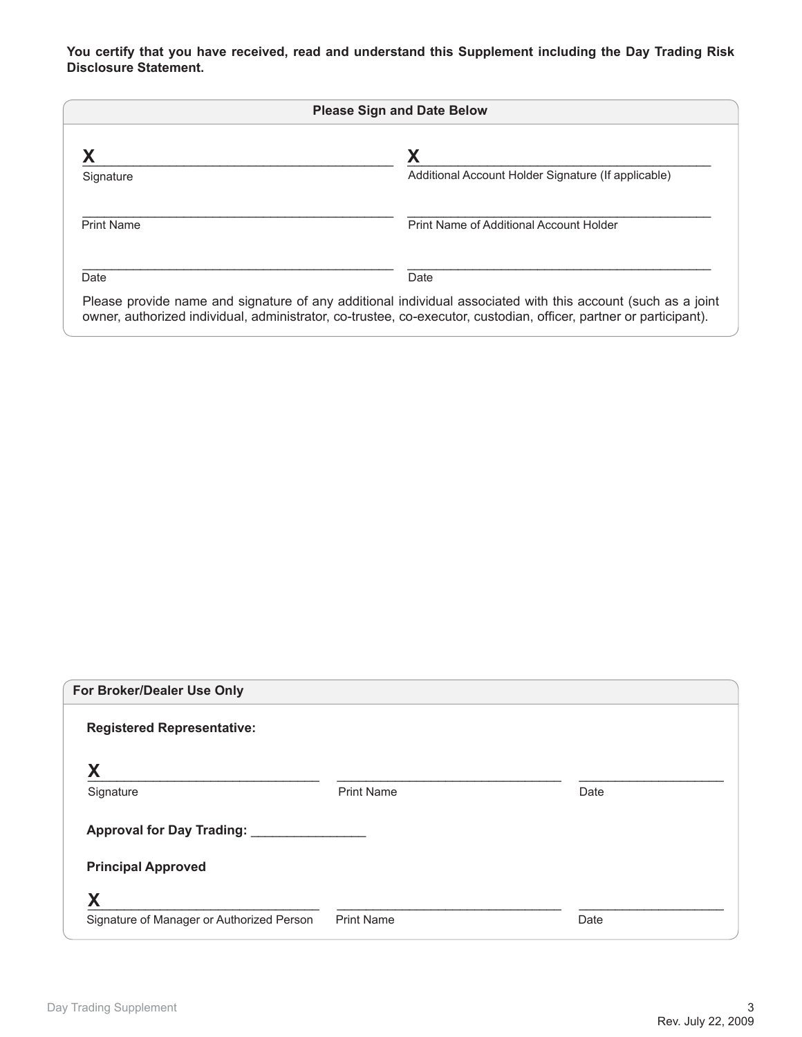**You certify that you have received, read and understand this Supplement including the Day Trading Risk Disclosure Statement.**

**Please Sign and Date Below**

X ________________________________________ X ________________________________________

Signature Additional Account Holder Signature (If applicable)

________________________________________ ________________________________________

Print Name Print Name of Additional Account Holder

________________________________________ ________________________________________

Date Date

Please provide name and signature of any additional individual associated with this account (such as a joint owner, authorized individual, administrator, co-trustee, co-executor, custodian, officer, partner or participant).

**For Broker/Dealer Use Only**

**Registered Representative:**

X ____________________________ ____________________________ ____________________

Signature Print Name Date

**Approval for Day Trading:** ________________

**Principal Approved**

X ____________________________ ____________________________ ____________________

Signature of Manager or Authorized Person Print Name Date